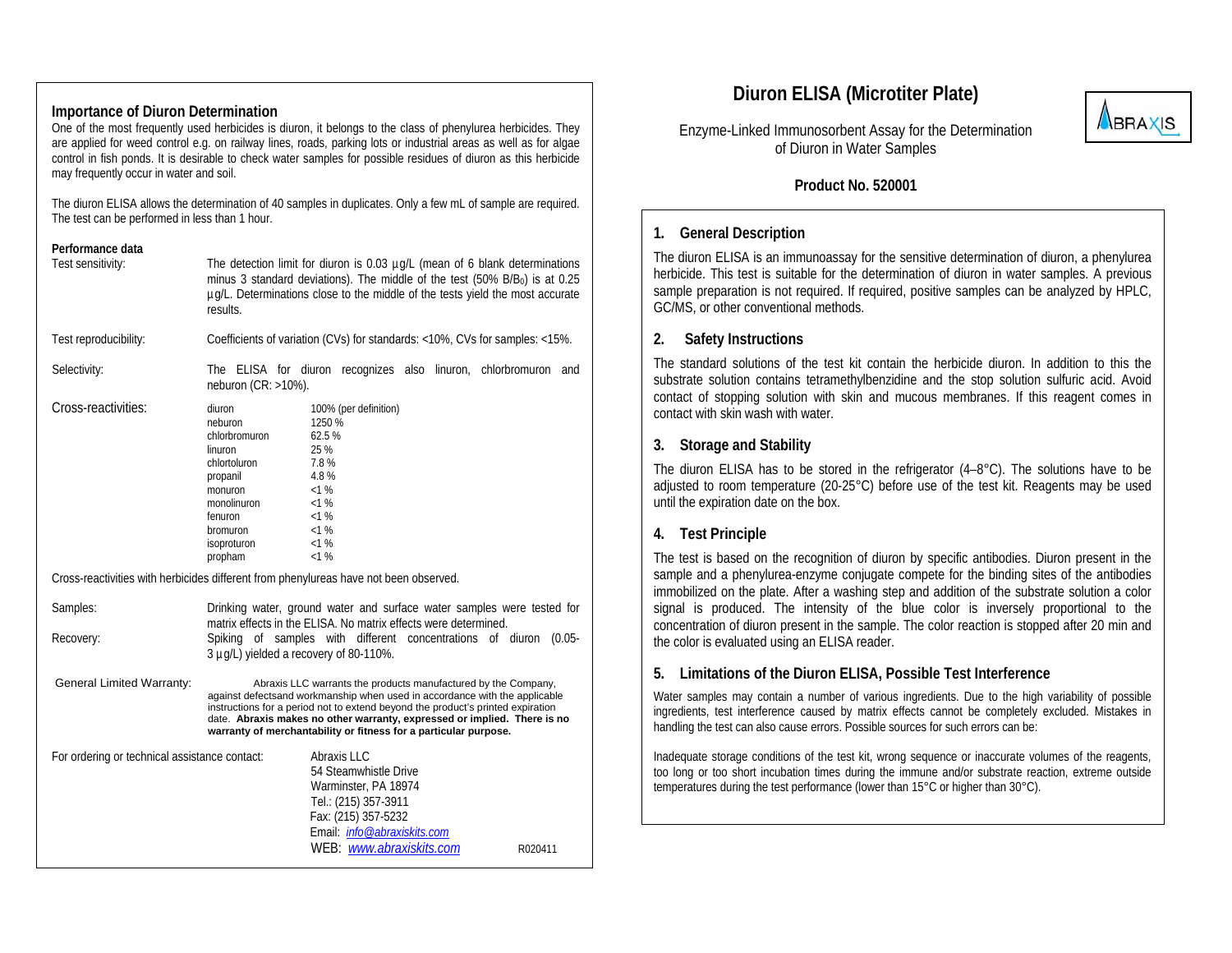# Diuron ELISA (Microtiter Plate)

Enzyme-Linked Immunosorbent Assay for the Determination of Diuron in Water Samples

**Product No. 520001**

## 1. General Description

The diuron ELISA is an immunoassay for the sensitive determination of diuron, a phenylurea herbicide. This test is suitable for the determination of diuron in water samples. A previous sample preparation is not required. If required, positive samples can be analyzed by HPLC, GC/MS, or other conventional methods.

## 2. Safety Instructions

The standard solutions of the test kit contain the herbicide diuron. In addition to this the substrate solution contains tetramethylbenzidine and the stop solution sulfuric acid. Avoid contact of stopping solution with skin and mucous membranes. If this reagent comes in contact with skin wash with water.

## 3. Storage and Stability

The diuron ELISA has to be stored in the refrigerator (4–8°C). The solutions have to be adjusted to room temperature (20-25°C) before use of the test kit. Reagents may be used until the expiration date on the box.

## 4. Test Principle

The test is based on the recognition of diuron by specific antibodies. Diuron present in the sample and a phenylurea-enzyme conjugate compete for the binding sites of the antibodies immobilized on the plate. After a washing step and addition of the substrate solution a color signal is produced. The intensity of the blue color is inversely proportional to the concentration of diuron present in the sample. The color reaction is stopped after 20 min and the color is evaluated using an ELISA reader.

## 5. Limitations of the Diuron ELISA, Possible Test Interference

Water samples may contain a number of various ingredients. Due to the high variability of possible ingredients, test interference caused by matrix effects cannot be completely excluded. Mistakes in handling the test can also cause errors. Possible sources for such errors can be:

Inadequate storage conditions of the test kit, wrong sequence or inaccurate volumes of the reagents, too long or too short incubation times during the immune and/or substrate reaction, extreme outside temperatures during the test performance (lower than 15°C or higher than 30°C).

## Importance of Diuron Determination

One of the most frequently used herbicides is diuron, it belongs to the class of phenylurea herbicides. They are applied for weed control e.g. on railway lines, roads, parking lots or industrial areas as well as for algae control in fish ponds. It is desirable to check water samples for possible residues of diuron as this herbicide may frequently occur in water and soil.

The diuron ELISA allows the determination of 40 samples in duplicates. Only a few mL of sample are required. The test can be performed in less than 1 hour.

### Performance data

**Test sensitivity:** The detection limit for diuron is 0.03 µg/L (mean of 6 blank determinations minus 3 standard deviations). The middle of the test (50% $B/B_0$) is at 0.25 µg/L. Determinations close to the middle of the tests yield the most accurate results.

**Test reproducibility:** Coefficients of variation (CVs) for standards: <10%, CVs for samples: <15%.

**Selectivity:** The ELISA for diuron recognizes also linuron, chlorbromuron and neburon (CR: >10%).

**Cross-reactivities:**

| Compound | Cross-reactivity |
|---|---|
| diuron | 100% (per definition) |
| neburon | 1250 % |
| chlorbromuron | 62.5 % |
| linuron | 25 % |
| chlortoluron | 7.8 % |
| propanil | 4.8 % |
| monuron | <1 % |
| monolinuron | <1 % |
| fenuron | <1 % |
| bromuron | <1 % |
| isoproturon | <1 % |
| propham | <1 % |

Cross-reactivities with herbicides different from phenylureas have not been observed.

**Samples:** Drinking water, ground water and surface water samples were tested for matrix effects in the ELISA. No matrix effects were determined.

**Recovery:** Spiking of samples with different concentrations of diuron (0.05-3 µg/L) yielded a recovery of 80-110%.

**General Limited Warranty:** Abraxis LLC warrants the products manufactured by the Company, against defectsand workmanship when used in accordance with the applicable instructions for a period not to extend beyond the product's printed expiration date. **Abraxis makes no other warranty, expressed or implied. There is no warranty of merchantability or fitness for a particular purpose.**

For ordering or technical assistance contact:

Abraxis LLC
54 Steamwhistle Drive
Warminster, PA 18974
Tel.: (215) 357-3911
Fax: (215) 357-5232
Email: info@abraxiskits.com
WEB: www.abraxiskits.com

R020411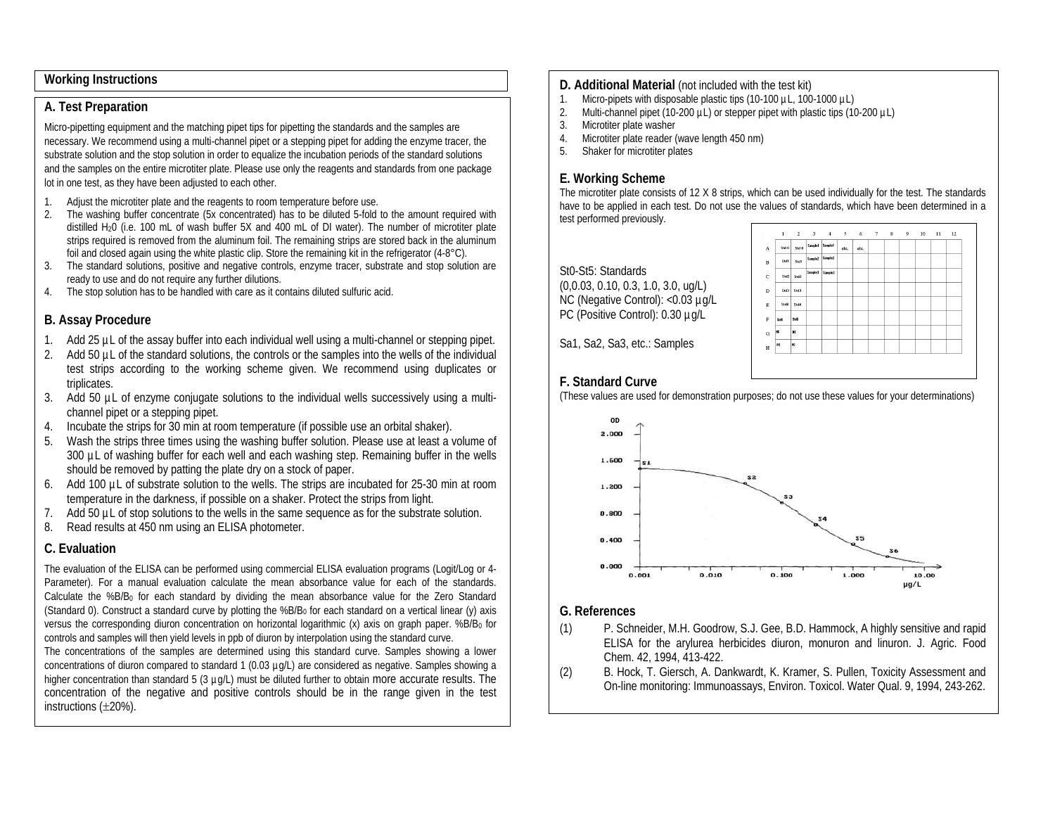## Working Instructions

### A. Test Preparation

Micro-pipetting equipment and the matching pipet tips for pipetting the standards and the samples are necessary. We recommend using a multi-channel pipet or a stepping pipet for adding the enzyme tracer, the substrate solution and the stop solution in order to equalize the incubation periods of the standard solutions and the samples on the entire microtiter plate. Please use only the reagents and standards from one package lot in one test, as they have been adjusted to each other.

1. Adjust the microtiter plate and the reagents to room temperature before use.
2. The washing buffer concentrate (5x concentrated) has to be diluted 5-fold to the amount required with distilled $H_2O$ (i.e. 100 mL of wash buffer 5X and 400 mL of DI water). The number of microtiter plate strips required is removed from the aluminum foil. The remaining strips are stored back in the aluminum foil and closed again using the white plastic clip. Store the remaining kit in the refrigerator (4-8°C).
3. The standard solutions, positive and negative controls, enzyme tracer, substrate and stop solution are ready to use and do not require any further dilutions.
4. The stop solution has to be handled with care as it contains diluted sulfuric acid.

### B. Assay Procedure

1. Add 25 µL of the assay buffer into each individual well using a multi-channel or stepping pipet.
2. Add 50 µL of the standard solutions, the controls or the samples into the wells of the individual test strips according to the working scheme given. We recommend using duplicates or triplicates.
3. Add 50 µL of enzyme conjugate solutions to the individual wells successively using a multi-channel pipet or a stepping pipet.
4. Incubate the strips for 30 min at room temperature (if possible use an orbital shaker).
5. Wash the strips three times using the washing buffer solution. Please use at least a volume of 300 µL of washing buffer for each well and each washing step. Remaining buffer in the wells should be removed by patting the plate dry on a stock of paper.
6. Add 100 µL of substrate solution to the wells. The strips are incubated for 25-30 min at room temperature in the darkness, if possible on a shaker. Protect the strips from light.
7. Add 50 µL of stop solutions to the wells in the same sequence as for the substrate solution.
8. Read results at 450 nm using an ELISA photometer.

### C. Evaluation

The evaluation of the ELISA can be performed using commercial ELISA evaluation programs (Logit/Log or 4-Parameter). For a manual evaluation calculate the mean absorbance value for each of the standards. Calculate the $\%B/B_0$ for each standard by dividing the mean absorbance value for the Zero Standard (Standard 0). Construct a standard curve by plotting the $\%B/B_0$ for each standard on a vertical linear (y) axis versus the corresponding diuron concentration on horizontal logarithmic (x) axis on graph paper. $\%B/B_0$ for controls and samples will then yield levels in ppb of diuron by interpolation using the standard curve.

The concentrations of the samples are determined using this standard curve. Samples showing a lower concentrations of diuron compared to standard 1 (0.03 µg/L) are considered as negative. Samples showing a higher concentration than standard 5 (3 µg/L) must be diluted further to obtain more accurate results. The concentration of the negative and positive controls should be in the range given in the test instructions (±20%).

### D. Additional Material (not included with the test kit)

1. Micro-pipets with disposable plastic tips (10-100 µL, 100-1000 µL)
2. Multi-channel pipet (10-200 µL) or stepper pipet with plastic tips (10-200 µL)
3. Microtiter plate washer
4. Microtiter plate reader (wave length 450 nm)
5. Shaker for microtiter plates

### E. Working Scheme

The microtiter plate consists of 12 X 8 strips, which can be used individually for the test. The standards have to be applied in each test. Do not use the values of standards, which have been determined in a test performed previously.

St0-St5: Standards
(0,0.03, 0.10, 0.3, 1.0, 3.0, ug/L)
NC (Negative Control): <0.03 µg/L
PC (Positive Control): 0.30 µg/L

Sa1, Sa2, Sa3, etc.: Samples

| | 1 | 2 | 3 | 4 | 5 | 6 | 7 | 8 | 9 | 10 | 11 | 12 |
|---|---|---|---|---|---|---|---|---|---|---|---|---|
| A | Std 0 | Std 0 | Sample1 | Sample1 | etc. | etc. | | | | | | |
| B | Std1 | Std1 | Sample2 | Sample2 | | | | | | | | |
| C | Std2 | Std2 | Sample3 | Sample3 | | | | | | | | |
| D | Std3 | Std3 | | | | | | | | | | |
| E | Std4 | Std4 | | | | | | | | | | |
| F | Std5 | Std5 | | | | | | | | | | |
| G | NC | NC | | | | | | | | | | |
| H | PC | PC | | | | | | | | | | |

### F. Standard Curve

(These values are used for demonstration purposes; do not use these values for your determinations)

OD
2.000
1.600
1.200
0.800
0.400
0.000
S1
S2
S3
S4
S5
S6
0.001
0.010
0.100
1.000
10.00
µg/L

### G. References

(1) P. Schneider, M.H. Goodrow, S.J. Gee, B.D. Hammock, A highly sensitive and rapid ELISA for the arylurea herbicides diuron, monuron and linuron. J. Agric. Food Chem. 42, 1994, 413-422.

(2) B. Hock, T. Giersch, A. Dankwardt, K. Kramer, S. Pullen, Toxicity Assessment and On-line monitoring: Immunoassays, Environ. Toxicol. Water Qual. 9, 1994, 243-262.